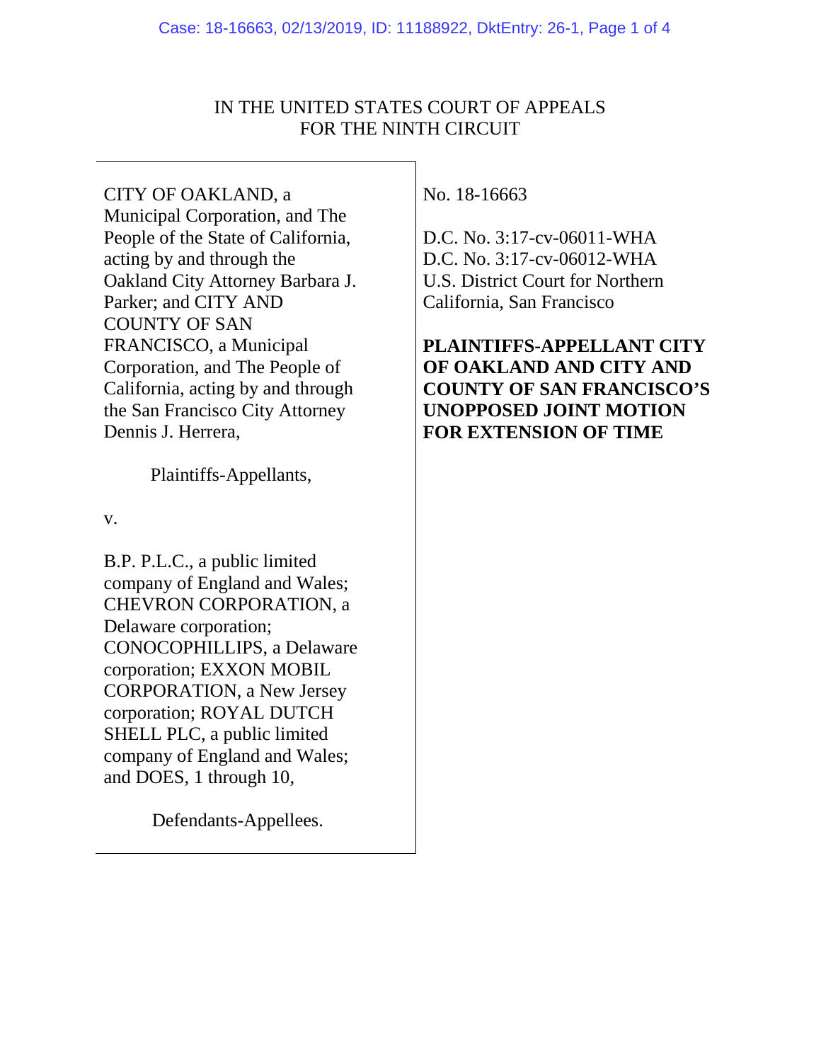IN THE UNITED STATES COURT OF APPEALS
FOR THE NINTH CIRCUIT

| | |
|---|---|
| CITY OF OAKLAND, a Municipal Corporation, and The People of the State of California, acting by and through the Oakland City Attorney Barbara J. Parker; and CITY AND COUNTY OF SAN FRANCISCO, a Municipal Corporation, and The People of California, acting by and through the San Francisco City Attorney Dennis J. Herrera,<br><br>Plaintiffs-Appellants,<br><br>v.<br><br>B.P. P.L.C., a public limited company of England and Wales; CHEVRON CORPORATION, a Delaware corporation; CONOCOPHILLIPS, a Delaware corporation; EXXON MOBIL CORPORATION, a New Jersey corporation; ROYAL DUTCH SHELL PLC, a public limited company of England and Wales; and DOES, 1 through 10,<br><br>Defendants-Appellees. | No. 18-16663<br><br>D.C. No. 3:17-cv-06011-WHA<br>D.C. No. 3:17-cv-06012-WHA<br>U.S. District Court for Northern California, San Francisco<br><br>**PLAINTIFFS-APPELLANT CITY OF OAKLAND AND CITY AND COUNTY OF SAN FRANCISCO'S UNOPPOSED JOINT MOTION FOR EXTENSION OF TIME** |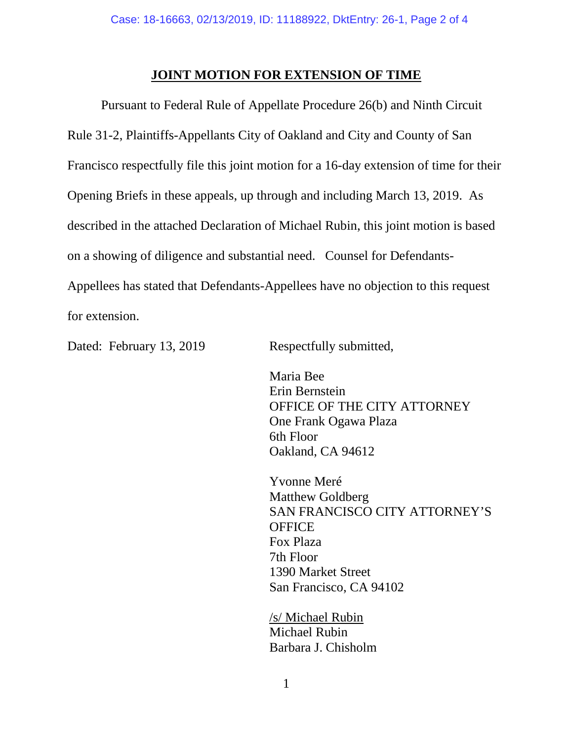# JOINT MOTION FOR EXTENSION OF TIME

Pursuant to Federal Rule of Appellate Procedure 26(b) and Ninth Circuit Rule 31-2, Plaintiffs-Appellants City of Oakland and City and County of San Francisco respectfully file this joint motion for a 16-day extension of time for their Opening Briefs in these appeals, up through and including March 13, 2019. As described in the attached Declaration of Michael Rubin, this joint motion is based on a showing of diligence and substantial need. Counsel for Defendants-Appellees has stated that Defendants-Appellees have no objection to this request for extension.

Dated: February 13, 2019

Respectfully submitted,

Maria Bee
Erin Bernstein
OFFICE OF THE CITY ATTORNEY
One Frank Ogawa Plaza
6th Floor
Oakland, CA 94612

Yvonne Meré
Matthew Goldberg
SAN FRANCISCO CITY ATTORNEY'S OFFICE
Fox Plaza
7th Floor
1390 Market Street
San Francisco, CA 94102

/s/ Michael Rubin
Michael Rubin
Barbara J. Chisholm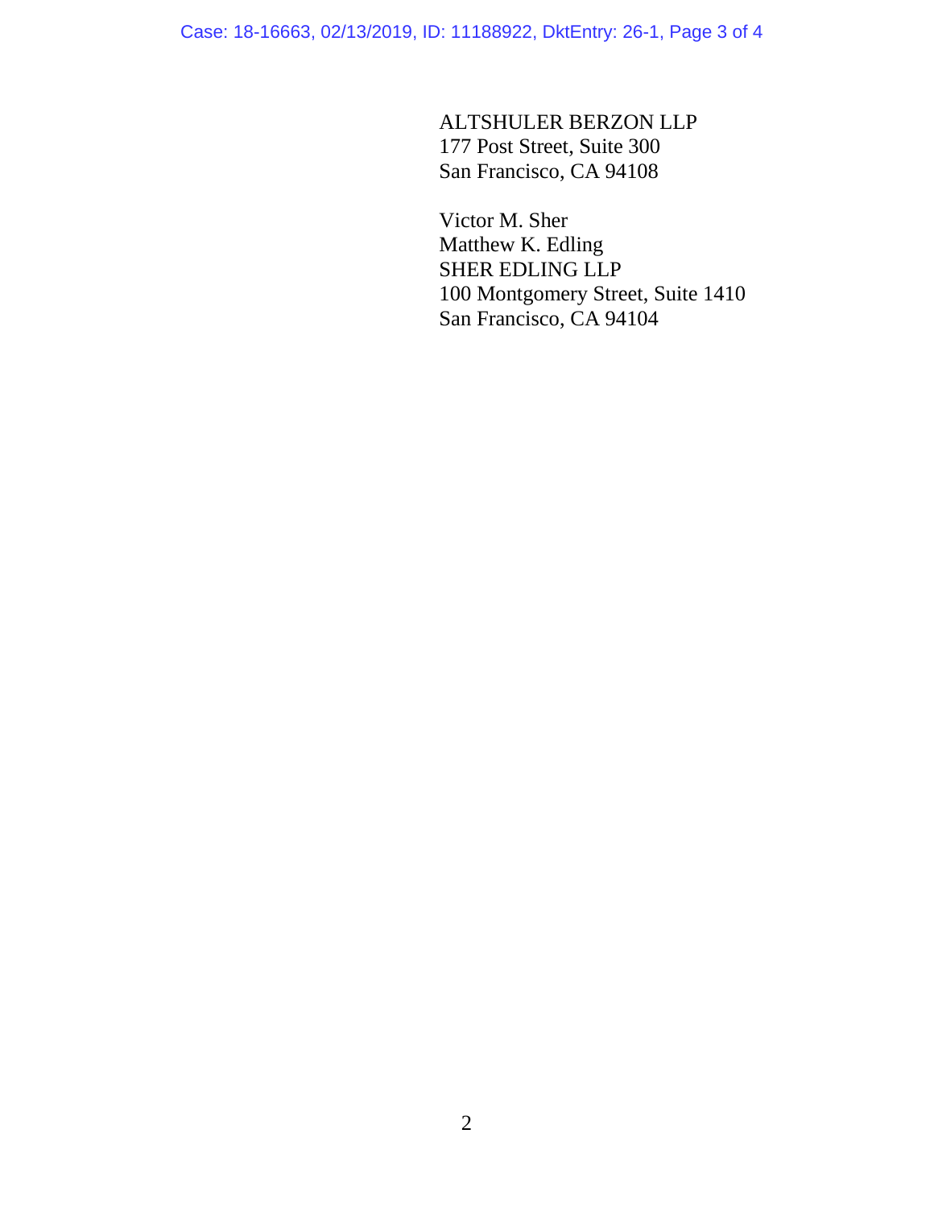ALTSHULER BERZON LLP
177 Post Street, Suite 300
San Francisco, CA 94108

Victor M. Sher
Matthew K. Edling
SHER EDLING LLP
100 Montgomery Street, Suite 1410
San Francisco, CA 94104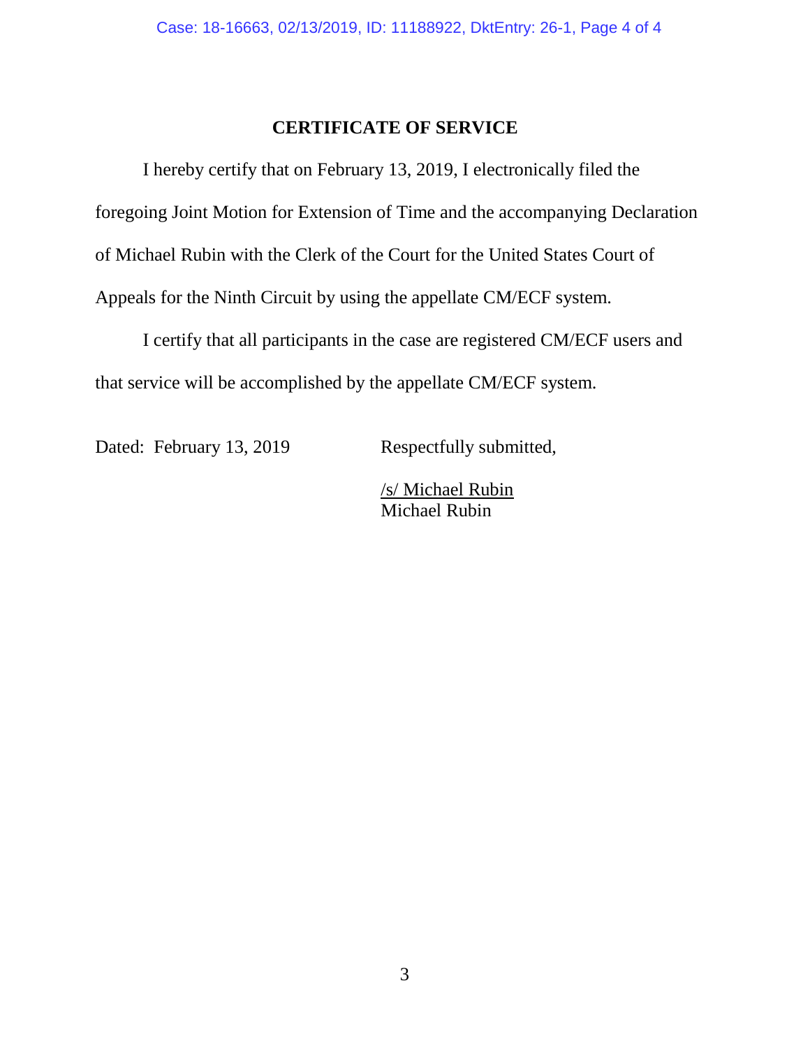# CERTIFICATE OF SERVICE

I hereby certify that on February 13, 2019, I electronically filed the foregoing Joint Motion for Extension of Time and the accompanying Declaration of Michael Rubin with the Clerk of the Court for the United States Court of Appeals for the Ninth Circuit by using the appellate CM/ECF system.

I certify that all participants in the case are registered CM/ECF users and that service will be accomplished by the appellate CM/ECF system.

Dated: February 13, 2019

Respectfully submitted,

/s/ Michael Rubin
Michael Rubin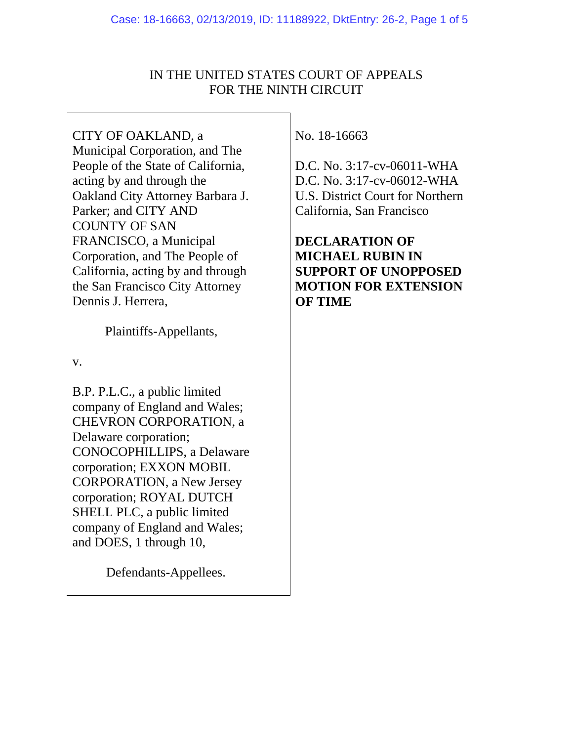IN THE UNITED STATES COURT OF APPEALS
FOR THE NINTH CIRCUIT

| | |
|---|---|
| CITY OF OAKLAND, a Municipal Corporation, and The People of the State of California, acting by and through the Oakland City Attorney Barbara J. Parker; and CITY AND COUNTY OF SAN FRANCISCO, a Municipal Corporation, and The People of California, acting by and through the San Francisco City Attorney Dennis J. Herrera,<br><br>Plaintiffs-Appellants,<br><br>v.<br><br>B.P. P.L.C., a public limited company of England and Wales; CHEVRON CORPORATION, a Delaware corporation; CONOCOPHILLIPS, a Delaware corporation; EXXON MOBIL CORPORATION, a New Jersey corporation; ROYAL DUTCH SHELL PLC, a public limited company of England and Wales; and DOES, 1 through 10,<br><br>Defendants-Appellees. | No. 18-16663<br><br>D.C. No. 3:17-cv-06011-WHA<br>D.C. No. 3:17-cv-06012-WHA<br>U.S. District Court for Northern California, San Francisco<br><br>**DECLARATION OF MICHAEL RUBIN IN SUPPORT OF UNOPPOSED MOTION FOR EXTENSION OF TIME** |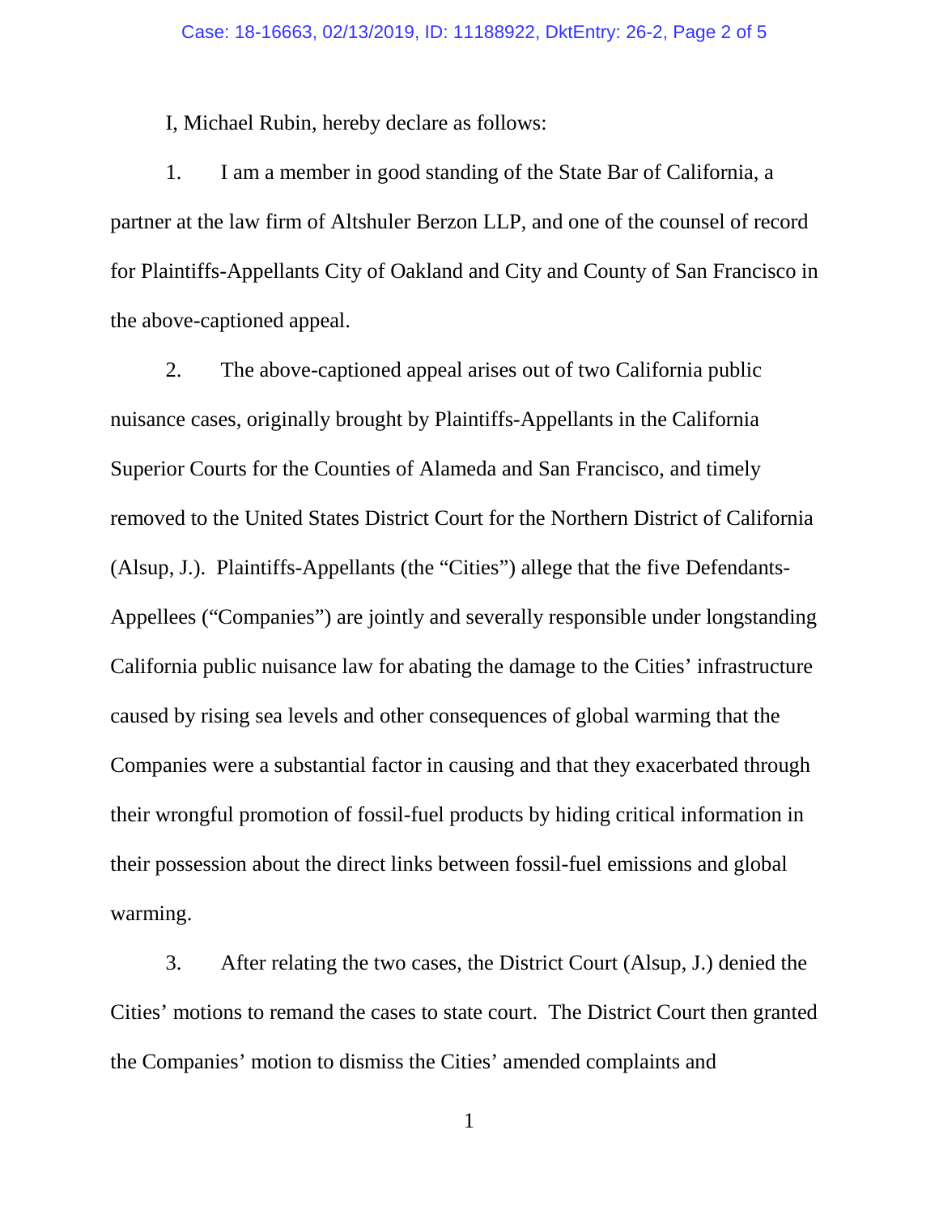I, Michael Rubin, hereby declare as follows:

1. I am a member in good standing of the State Bar of California, a partner at the law firm of Altshuler Berzon LLP, and one of the counsel of record for Plaintiffs-Appellants City of Oakland and City and County of San Francisco in the above-captioned appeal.

2. The above-captioned appeal arises out of two California public nuisance cases, originally brought by Plaintiffs-Appellants in the California Superior Courts for the Counties of Alameda and San Francisco, and timely removed to the United States District Court for the Northern District of California (Alsup, J.). Plaintiffs-Appellants (the "Cities") allege that the five Defendants-Appellees ("Companies") are jointly and severally responsible under longstanding California public nuisance law for abating the damage to the Cities' infrastructure caused by rising sea levels and other consequences of global warming that the Companies were a substantial factor in causing and that they exacerbated through their wrongful promotion of fossil-fuel products by hiding critical information in their possession about the direct links between fossil-fuel emissions and global warming.

3. After relating the two cases, the District Court (Alsup, J.) denied the Cities' motions to remand the cases to state court. The District Court then granted the Companies' motion to dismiss the Cities' amended complaints and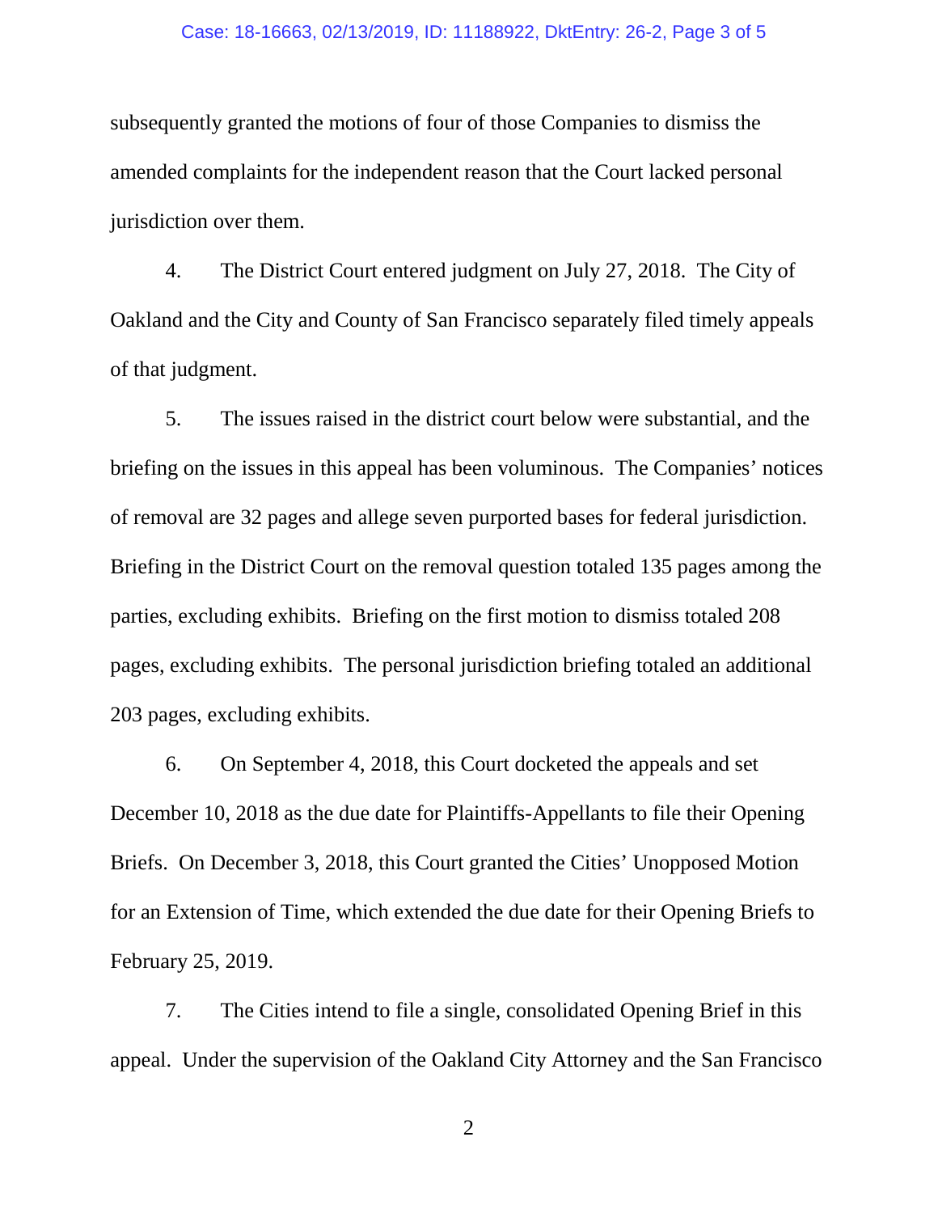subsequently granted the motions of four of those Companies to dismiss the amended complaints for the independent reason that the Court lacked personal jurisdiction over them.

4. The District Court entered judgment on July 27, 2018. The City of Oakland and the City and County of San Francisco separately filed timely appeals of that judgment.

5. The issues raised in the district court below were substantial, and the briefing on the issues in this appeal has been voluminous. The Companies' notices of removal are 32 pages and allege seven purported bases for federal jurisdiction. Briefing in the District Court on the removal question totaled 135 pages among the parties, excluding exhibits. Briefing on the first motion to dismiss totaled 208 pages, excluding exhibits. The personal jurisdiction briefing totaled an additional 203 pages, excluding exhibits.

6. On September 4, 2018, this Court docketed the appeals and set December 10, 2018 as the due date for Plaintiffs-Appellants to file their Opening Briefs. On December 3, 2018, this Court granted the Cities' Unopposed Motion for an Extension of Time, which extended the due date for their Opening Briefs to February 25, 2019.

7. The Cities intend to file a single, consolidated Opening Brief in this appeal. Under the supervision of the Oakland City Attorney and the San Francisco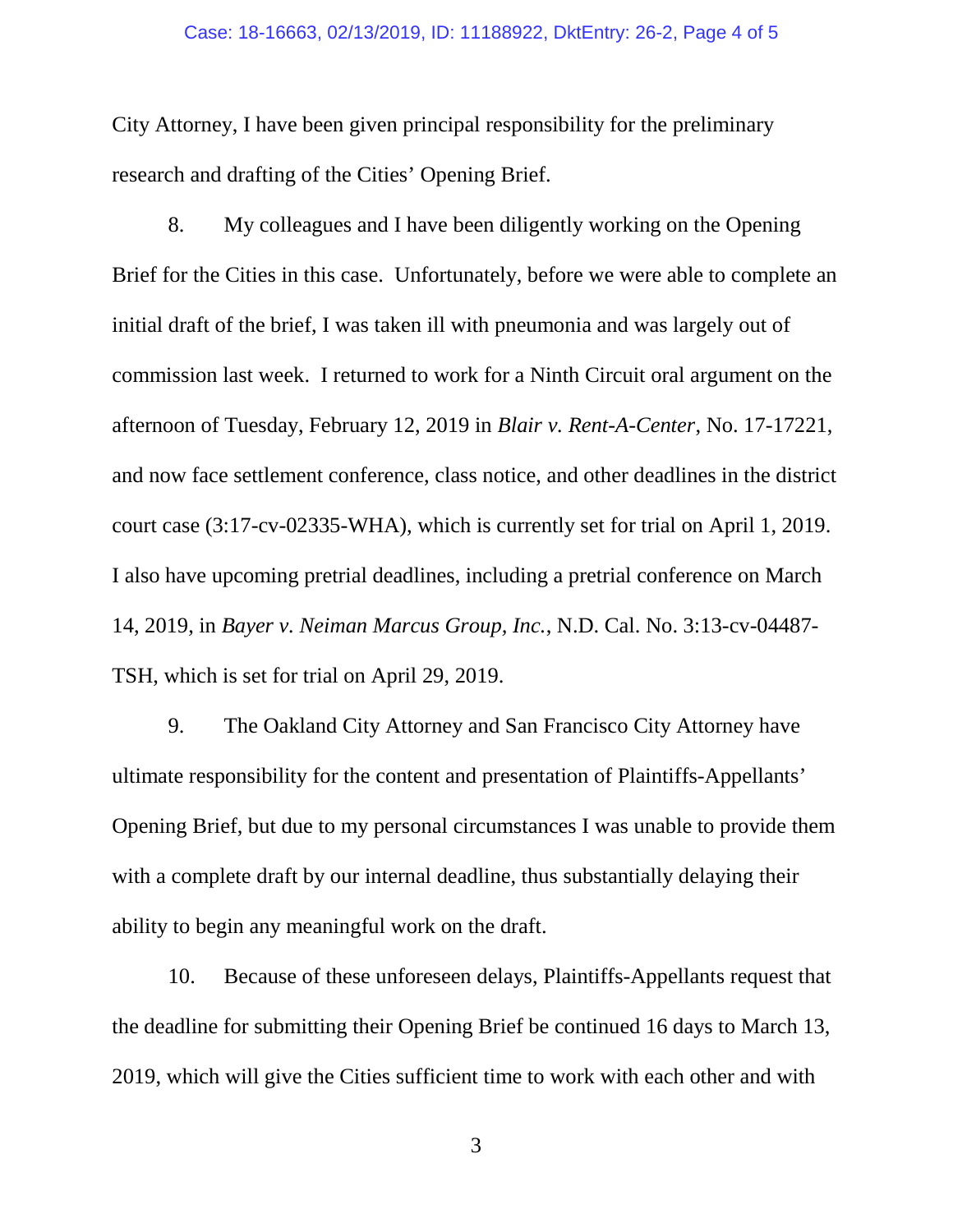City Attorney, I have been given principal responsibility for the preliminary research and drafting of the Cities' Opening Brief.

8. My colleagues and I have been diligently working on the Opening Brief for the Cities in this case. Unfortunately, before we were able to complete an initial draft of the brief, I was taken ill with pneumonia and was largely out of commission last week. I returned to work for a Ninth Circuit oral argument on the afternoon of Tuesday, February 12, 2019 in *Blair v. Rent-A-Center*, No. 17-17221, and now face settlement conference, class notice, and other deadlines in the district court case (3:17-cv-02335-WHA), which is currently set for trial on April 1, 2019. I also have upcoming pretrial deadlines, including a pretrial conference on March 14, 2019, in *Bayer v. Neiman Marcus Group, Inc.*, N.D. Cal. No. 3:13-cv-04487-TSH, which is set for trial on April 29, 2019.

9. The Oakland City Attorney and San Francisco City Attorney have ultimate responsibility for the content and presentation of Plaintiffs-Appellants' Opening Brief, but due to my personal circumstances I was unable to provide them with a complete draft by our internal deadline, thus substantially delaying their ability to begin any meaningful work on the draft.

10. Because of these unforeseen delays, Plaintiffs-Appellants request that the deadline for submitting their Opening Brief be continued 16 days to March 13, 2019, which will give the Cities sufficient time to work with each other and with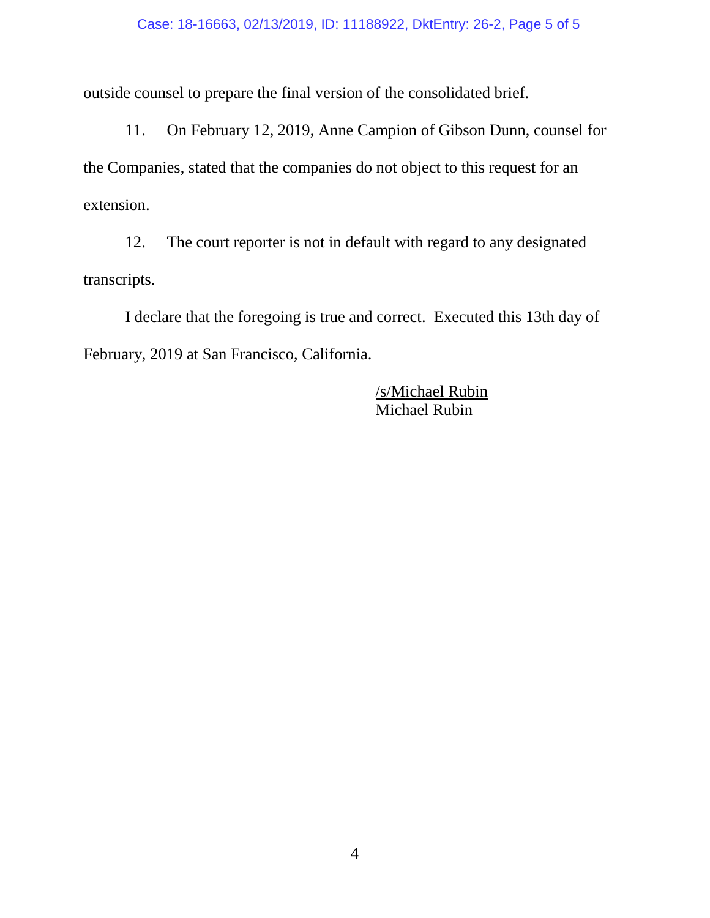outside counsel to prepare the final version of the consolidated brief.

11. On February 12, 2019, Anne Campion of Gibson Dunn, counsel for the Companies, stated that the companies do not object to this request for an extension.

12. The court reporter is not in default with regard to any designated transcripts.

I declare that the foregoing is true and correct. Executed this 13th day of February, 2019 at San Francisco, California.

/s/Michael Rubin
Michael Rubin